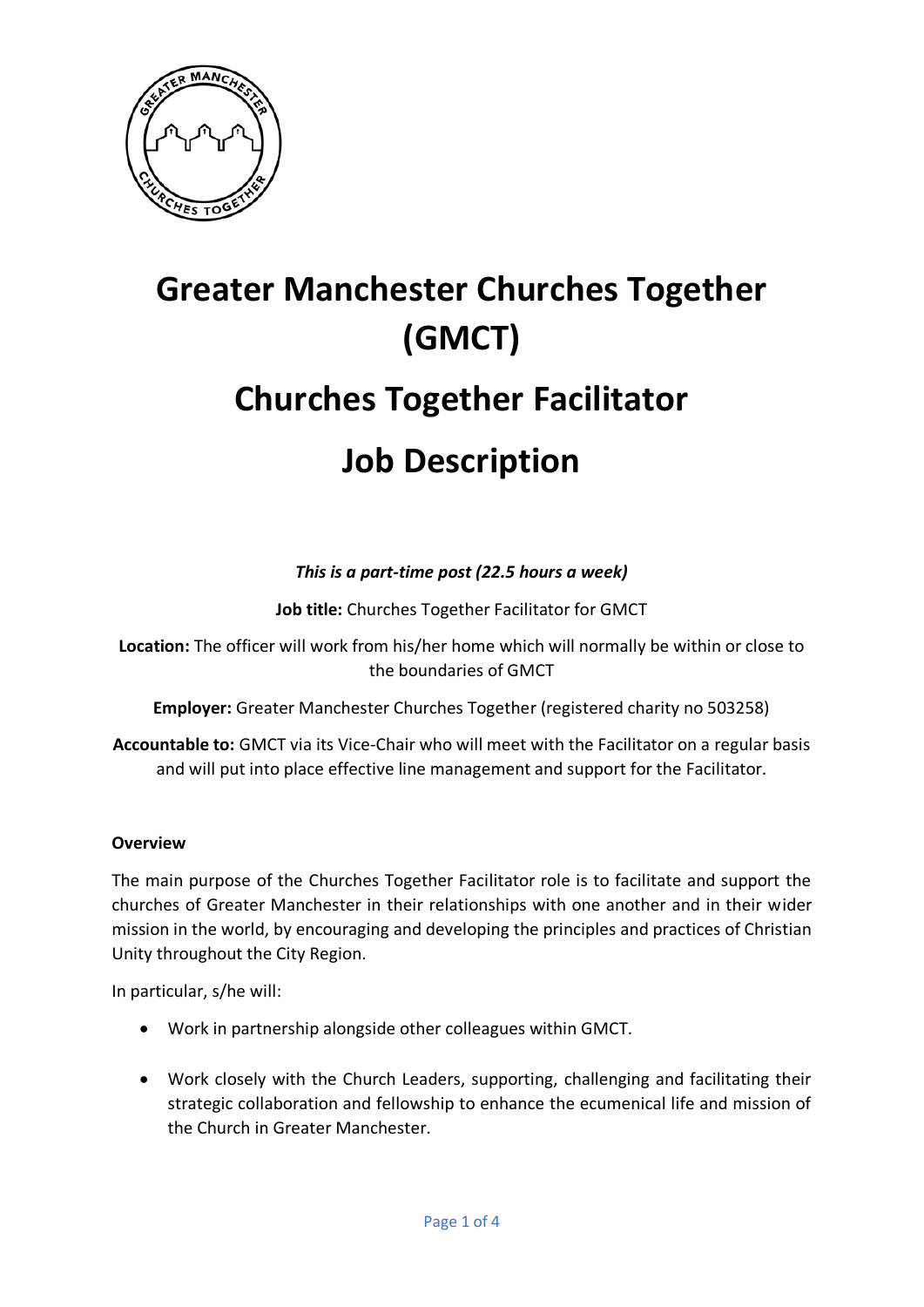# Greater Manchester Churches Together (GMCT)

# Churches Together Facilitator

# Job Description

***This is a part-time post (22.5 hours a week)***

**Job title:** Churches Together Facilitator for GMCT

**Location:** The officer will work from his/her home which will normally be within or close to the boundaries of GMCT

**Employer:** Greater Manchester Churches Together (registered charity no 503258)

**Accountable to:** GMCT via its Vice-Chair who will meet with the Facilitator on a regular basis and will put into place effective line management and support for the Facilitator.

**Overview**

The main purpose of the Churches Together Facilitator role is to facilitate and support the churches of Greater Manchester in their relationships with one another and in their wider mission in the world, by encouraging and developing the principles and practices of Christian Unity throughout the City Region.

In particular, s/he will:

- Work in partnership alongside other colleagues within GMCT.
- Work closely with the Church Leaders, supporting, challenging and facilitating their strategic collaboration and fellowship to enhance the ecumenical life and mission of the Church in Greater Manchester.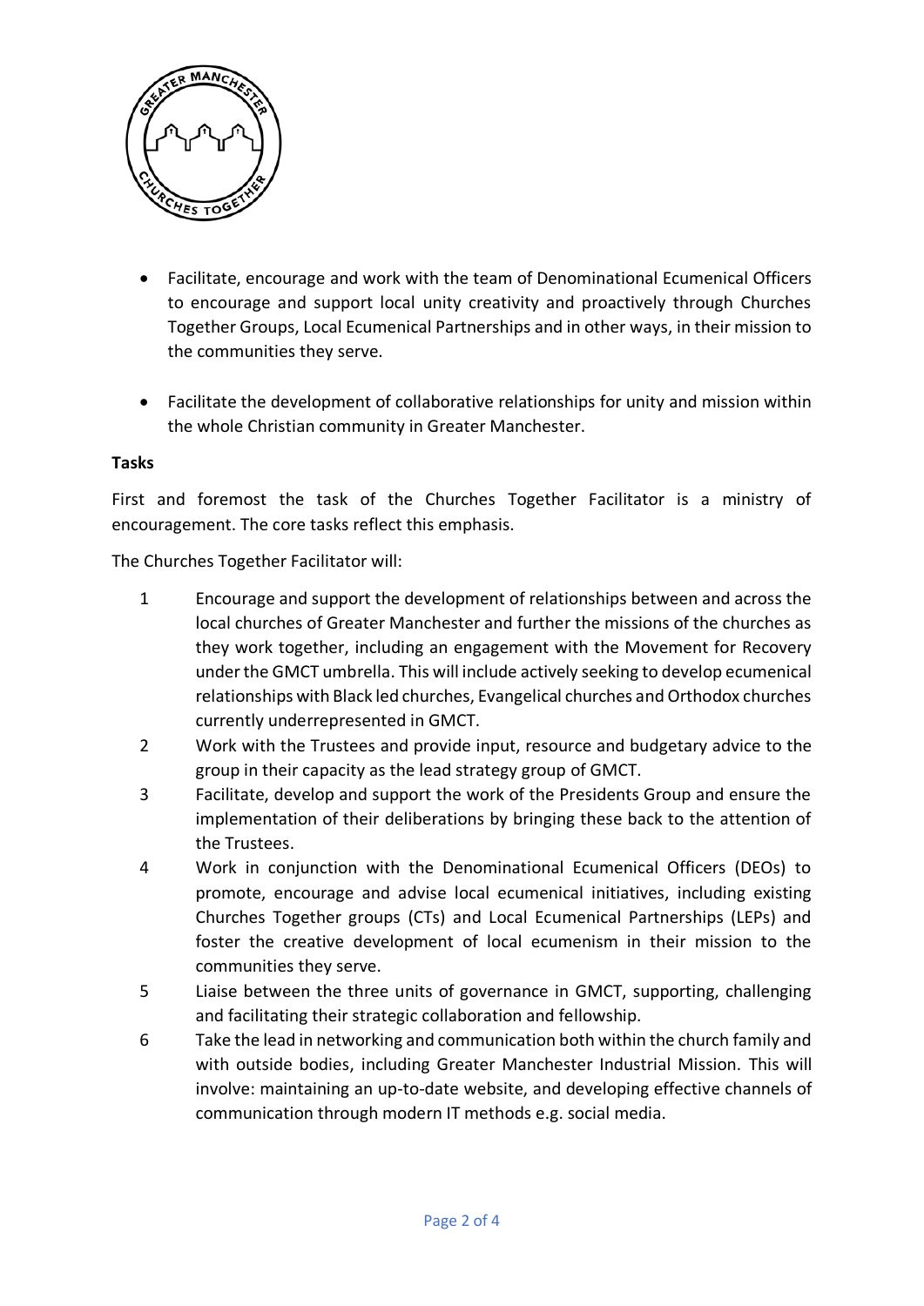- Facilitate, encourage and work with the team of Denominational Ecumenical Officers to encourage and support local unity creativity and proactively through Churches Together Groups, Local Ecumenical Partnerships and in other ways, in their mission to the communities they serve.

- Facilitate the development of collaborative relationships for unity and mission within the whole Christian community in Greater Manchester.

**Tasks**

First and foremost the task of the Churches Together Facilitator is a ministry of encouragement. The core tasks reflect this emphasis.

The Churches Together Facilitator will:

1. Encourage and support the development of relationships between and across the local churches of Greater Manchester and further the missions of the churches as they work together, including an engagement with the Movement for Recovery under the GMCT umbrella. This will include actively seeking to develop ecumenical relationships with Black led churches, Evangelical churches and Orthodox churches currently underrepresented in GMCT.
2. Work with the Trustees and provide input, resource and budgetary advice to the group in their capacity as the lead strategy group of GMCT.
3. Facilitate, develop and support the work of the Presidents Group and ensure the implementation of their deliberations by bringing these back to the attention of the Trustees.
4. Work in conjunction with the Denominational Ecumenical Officers (DEOs) to promote, encourage and advise local ecumenical initiatives, including existing Churches Together groups (CTs) and Local Ecumenical Partnerships (LEPs) and foster the creative development of local ecumenism in their mission to the communities they serve.
5. Liaise between the three units of governance in GMCT, supporting, challenging and facilitating their strategic collaboration and fellowship.
6. Take the lead in networking and communication both within the church family and with outside bodies, including Greater Manchester Industrial Mission. This will involve: maintaining an up-to-date website, and developing effective channels of communication through modern IT methods e.g. social media.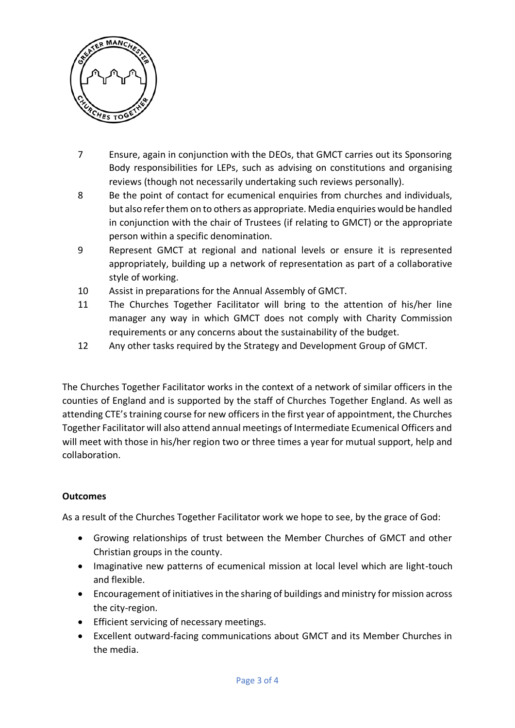7. Ensure, again in conjunction with the DEOs, that GMCT carries out its Sponsoring Body responsibilities for LEPs, such as advising on constitutions and organising reviews (though not necessarily undertaking such reviews personally).
8. Be the point of contact for ecumenical enquiries from churches and individuals, but also refer them on to others as appropriate. Media enquiries would be handled in conjunction with the chair of Trustees (if relating to GMCT) or the appropriate person within a specific denomination.
9. Represent GMCT at regional and national levels or ensure it is represented appropriately, building up a network of representation as part of a collaborative style of working.
10. Assist in preparations for the Annual Assembly of GMCT.
11. The Churches Together Facilitator will bring to the attention of his/her line manager any way in which GMCT does not comply with Charity Commission requirements or any concerns about the sustainability of the budget.
12. Any other tasks required by the Strategy and Development Group of GMCT.

The Churches Together Facilitator works in the context of a network of similar officers in the counties of England and is supported by the staff of Churches Together England. As well as attending CTE's training course for new officers in the first year of appointment, the Churches Together Facilitator will also attend annual meetings of Intermediate Ecumenical Officers and will meet with those in his/her region two or three times a year for mutual support, help and collaboration.

**Outcomes**

As a result of the Churches Together Facilitator work we hope to see, by the grace of God:

- Growing relationships of trust between the Member Churches of GMCT and other Christian groups in the county.
- Imaginative new patterns of ecumenical mission at local level which are light-touch and flexible.
- Encouragement of initiatives in the sharing of buildings and ministry for mission across the city-region.
- Efficient servicing of necessary meetings.
- Excellent outward-facing communications about GMCT and its Member Churches in the media.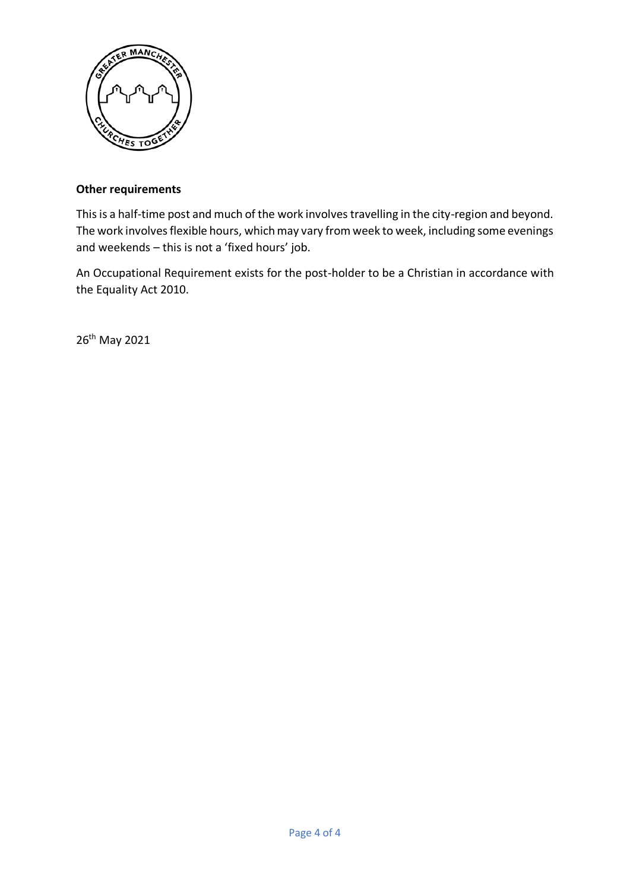**Other requirements**

This is a half-time post and much of the work involves travelling in the city-region and beyond. The work involves flexible hours, which may vary from week to week, including some evenings and weekends – this is not a 'fixed hours' job.

An Occupational Requirement exists for the post-holder to be a Christian in accordance with the Equality Act 2010.

26th May 2021